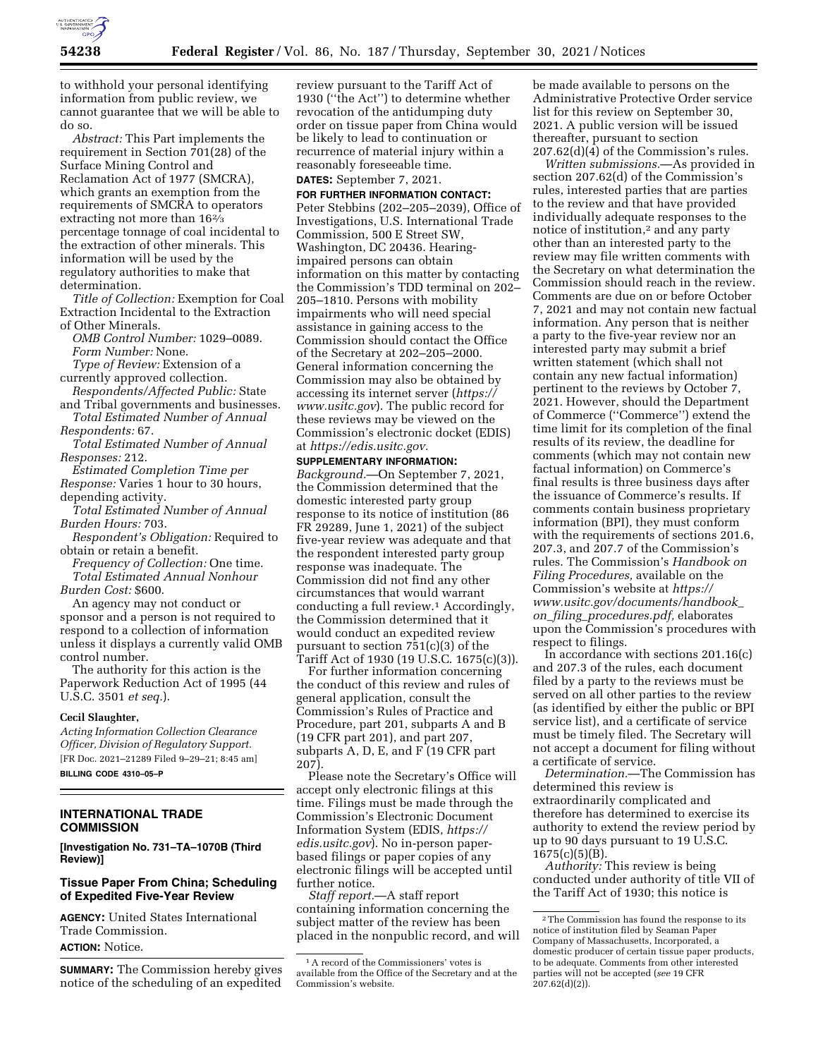to withhold your personal identifying information from public review, we cannot guarantee that we will be able to do so.

*Abstract:* This Part implements the requirement in Section 701(28) of the Surface Mining Control and Reclamation Act of 1977 (SMCRA), which grants an exemption from the requirements of SMCRA to operators extracting not more than 16⅔ percentage tonnage of coal incidental to the extraction of other minerals. This information will be used by the regulatory authorities to make that determination.

*Title of Collection:* Exemption for Coal Extraction Incidental to the Extraction of Other Minerals.

*OMB Control Number:* 1029–0089.

*Form Number:* None.

*Type of Review:* Extension of a currently approved collection.

*Respondents/Affected Public:* State and Tribal governments and businesses.

*Total Estimated Number of Annual Respondents:* 67.

*Total Estimated Number of Annual Responses:* 212.

*Estimated Completion Time per Response:* Varies 1 hour to 30 hours, depending activity.

*Total Estimated Number of Annual Burden Hours:* 703.

*Respondent's Obligation:* Required to obtain or retain a benefit.

*Frequency of Collection:* One time.

*Total Estimated Annual Nonhour Burden Cost:* $600.

An agency may not conduct or sponsor and a person is not required to respond to a collection of information unless it displays a currently valid OMB control number.

The authority for this action is the Paperwork Reduction Act of 1995 (44 U.S.C. 3501 *et seq.*).

**Cecil Slaughter,**

*Acting Information Collection Clearance Officer, Division of Regulatory Support.*

[FR Doc. 2021–21289 Filed 9–29–21; 8:45 am]

**BILLING CODE 4310–05–P**

## INTERNATIONAL TRADE COMMISSION

**[Investigation No. 731–TA–1070B (Third Review)]**

### Tissue Paper From China; Scheduling of Expedited Five-Year Review

**AGENCY:** United States International Trade Commission.

**ACTION:** Notice.

**SUMMARY:** The Commission hereby gives notice of the scheduling of an expedited review pursuant to the Tariff Act of 1930 (''the Act'') to determine whether revocation of the antidumping duty order on tissue paper from China would be likely to lead to continuation or recurrence of material injury within a reasonably foreseeable time.

**DATES:** September 7, 2021.

**FOR FURTHER INFORMATION CONTACT:** Peter Stebbins (202–205–2039), Office of Investigations, U.S. International Trade Commission, 500 E Street SW, Washington, DC 20436. Hearing-impaired persons can obtain information on this matter by contacting the Commission's TDD terminal on 202–205–1810. Persons with mobility impairments who will need special assistance in gaining access to the Commission should contact the Office of the Secretary at 202–205–2000. General information concerning the Commission may also be obtained by accessing its internet server (*https://www.usitc.gov*). The public record for these reviews may be viewed on the Commission's electronic docket (EDIS) at *https://edis.usitc.gov.*

**SUPPLEMENTARY INFORMATION:**

*Background.*—On September 7, 2021, the Commission determined that the domestic interested party group response to its notice of institution (86 FR 29289, June 1, 2021) of the subject five-year review was adequate and that the respondent interested party group response was inadequate. The Commission did not find any other circumstances that would warrant conducting a full review.[1] Accordingly, the Commission determined that it would conduct an expedited review pursuant to section 751(c)(3) of the Tariff Act of 1930 (19 U.S.C. 1675(c)(3)).

For further information concerning the conduct of this review and rules of general application, consult the Commission's Rules of Practice and Procedure, part 201, subparts A and B (19 CFR part 201), and part 207, subparts A, D, E, and F (19 CFR part 207).

Please note the Secretary's Office will accept only electronic filings at this time. Filings must be made through the Commission's Electronic Document Information System (EDIS, *https://edis.usitc.gov*). No in-person paper-based filings or paper copies of any electronic filings will be accepted until further notice.

*Staff report.*—A staff report containing information concerning the subject matter of the review has been placed in the nonpublic record, and will be made available to persons on the Administrative Protective Order service list for this review on September 30, 2021. A public version will be issued thereafter, pursuant to section 207.62(d)(4) of the Commission's rules.

*Written submissions.*—As provided in section 207.62(d) of the Commission's rules, interested parties that are parties to the review and that have provided individually adequate responses to the notice of institution,[2] and any party other than an interested party to the review may file written comments with the Secretary on what determination the Commission should reach in the review. Comments are due on or before October 7, 2021 and may not contain new factual information. Any person that is neither a party to the five-year review nor an interested party may submit a brief written statement (which shall not contain any new factual information) pertinent to the reviews by October 7, 2021. However, should the Department of Commerce (''Commerce'') extend the time limit for its completion of the final results of its review, the deadline for comments (which may not contain new factual information) on Commerce's final results is three business days after the issuance of Commerce's results. If comments contain business proprietary information (BPI), they must conform with the requirements of sections 201.6, 207.3, and 207.7 of the Commission's rules. The Commission's *Handbook on Filing Procedures,* available on the Commission's website at *https://www.usitc.gov/documents/handbook_on_filing_procedures.pdf,* elaborates upon the Commission's procedures with respect to filings.

In accordance with sections 201.16(c) and 207.3 of the rules, each document filed by a party to the reviews must be served on all other parties to the review (as identified by either the public or BPI service list), and a certificate of service must be timely filed. The Secretary will not accept a document for filing without a certificate of service.

*Determination.*—The Commission has determined this review is extraordinarily complicated and therefore has determined to exercise its authority to extend the review period by up to 90 days pursuant to 19 U.S.C. 1675(c)(5)(B).

*Authority:* This review is being conducted under authority of title VII of the Tariff Act of 1930; this notice is

[1] A record of the Commissioners' votes is available from the Office of the Secretary and at the Commission's website.

[2] The Commission has found the response to its notice of institution filed by Seaman Paper Company of Massachusetts, Incorporated, a domestic producer of certain tissue paper products, to be adequate. Comments from other interested parties will not be accepted (*see* 19 CFR 207.62(d)(2)).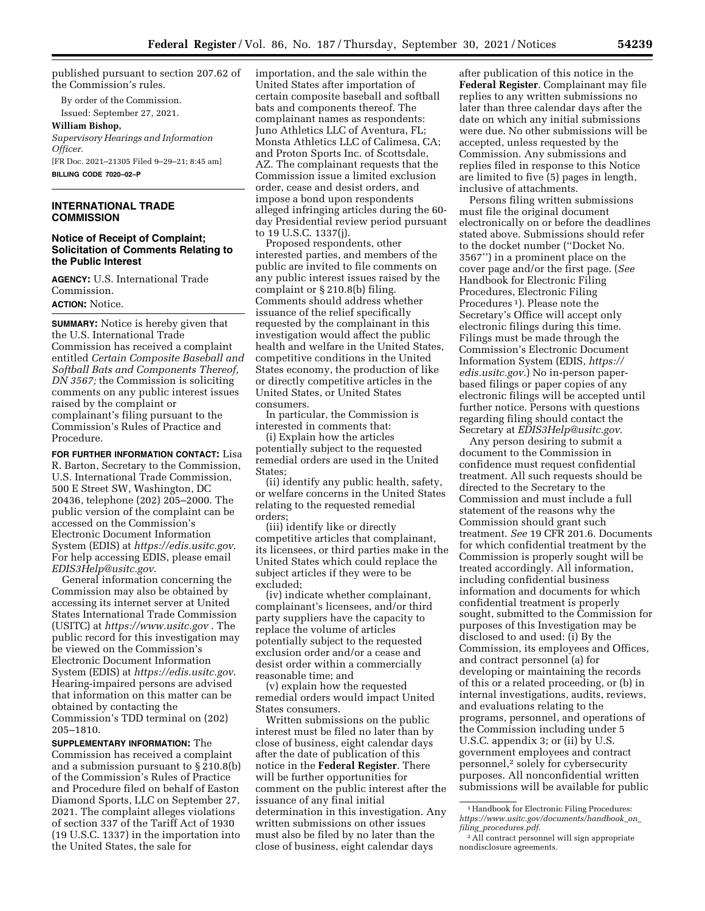published pursuant to section 207.62 of the Commission's rules.

By order of the Commission.

Issued: September 27, 2021.

**William Bishop,**

*Supervisory Hearings and Information Officer.*

[FR Doc. 2021–21305 Filed 9–29–21; 8:45 am]

**BILLING CODE 7020–02–P**

## INTERNATIONAL TRADE COMMISSION

### Notice of Receipt of Complaint; Solicitation of Comments Relating to the Public Interest

**AGENCY:** U.S. International Trade Commission.

**ACTION:** Notice.

**SUMMARY:** Notice is hereby given that the U.S. International Trade Commission has received a complaint entitled *Certain Composite Baseball and Softball Bats and Components Thereof, DN 3567;* the Commission is soliciting comments on any public interest issues raised by the complaint or complainant's filing pursuant to the Commission's Rules of Practice and Procedure.

**FOR FURTHER INFORMATION CONTACT:** Lisa R. Barton, Secretary to the Commission, U.S. International Trade Commission, 500 E Street SW, Washington, DC 20436, telephone (202) 205–2000. The public version of the complaint can be accessed on the Commission's Electronic Document Information System (EDIS) at *https://edis.usitc.gov*. For help accessing EDIS, please email *EDIS3Help@usitc.gov*.

General information concerning the Commission may also be obtained by accessing its internet server at United States International Trade Commission (USITC) at *https://www.usitc.gov* . The public record for this investigation may be viewed on the Commission's Electronic Document Information System (EDIS) at *https://edis.usitc.gov*. Hearing-impaired persons are advised that information on this matter can be obtained by contacting the Commission's TDD terminal on (202) 205–1810.

**SUPPLEMENTARY INFORMATION:** The Commission has received a complaint and a submission pursuant to § 210.8(b) of the Commission's Rules of Practice and Procedure filed on behalf of Easton Diamond Sports, LLC on September 27, 2021. The complaint alleges violations of section 337 of the Tariff Act of 1930 (19 U.S.C. 1337) in the importation into the United States, the sale for importation, and the sale within the United States after importation of certain composite baseball and softball bats and components thereof. The complainant names as respondents: Juno Athletics LLC of Aventura, FL; Monsta Athletics LLC of Calimesa, CA; and Proton Sports Inc. of Scottsdale, AZ. The complainant requests that the Commission issue a limited exclusion order, cease and desist orders, and impose a bond upon respondents alleged infringing articles during the 60-day Presidential review period pursuant to 19 U.S.C. 1337(j).

Proposed respondents, other interested parties, and members of the public are invited to file comments on any public interest issues raised by the complaint or § 210.8(b) filing. Comments should address whether issuance of the relief specifically requested by the complainant in this investigation would affect the public health and welfare in the United States, competitive conditions in the United States economy, the production of like or directly competitive articles in the United States, or United States consumers.

In particular, the Commission is interested in comments that:

(i) Explain how the articles potentially subject to the requested remedial orders are used in the United States;

(ii) identify any public health, safety, or welfare concerns in the United States relating to the requested remedial orders;

(iii) identify like or directly competitive articles that complainant, its licensees, or third parties make in the United States which could replace the subject articles if they were to be excluded;

(iv) indicate whether complainant, complainant's licensees, and/or third party suppliers have the capacity to replace the volume of articles potentially subject to the requested exclusion order and/or a cease and desist order within a commercially reasonable time; and

(v) explain how the requested remedial orders would impact United States consumers.

Written submissions on the public interest must be filed no later than by close of business, eight calendar days after the date of publication of this notice in the **Federal Register**. There will be further opportunities for comment on the public interest after the issuance of any final initial determination in this investigation. Any written submissions on other issues must also be filed by no later than the close of business, eight calendar days after publication of this notice in the **Federal Register**. Complainant may file replies to any written submissions no later than three calendar days after the date on which any initial submissions were due. No other submissions will be accepted, unless requested by the Commission. Any submissions and replies filed in response to this Notice are limited to five (5) pages in length, inclusive of attachments.

Persons filing written submissions must file the original document electronically on or before the deadlines stated above. Submissions should refer to the docket number (''Docket No. 3567'') in a prominent place on the cover page and/or the first page. (*See* Handbook for Electronic Filing Procedures, Electronic Filing Procedures [1]). Please note the Secretary's Office will accept only electronic filings during this time. Filings must be made through the Commission's Electronic Document Information System (EDIS, *https://edis.usitc.gov*.) No in-person paper-based filings or paper copies of any electronic filings will be accepted until further notice. Persons with questions regarding filing should contact the Secretary at *EDIS3Help@usitc.gov*.

Any person desiring to submit a document to the Commission in confidence must request confidential treatment. All such requests should be directed to the Secretary to the Commission and must include a full statement of the reasons why the Commission should grant such treatment. *See* 19 CFR 201.6. Documents for which confidential treatment by the Commission is properly sought will be treated accordingly. All information, including confidential business information and documents for which confidential treatment is properly sought, submitted to the Commission for purposes of this Investigation may be disclosed to and used: (i) By the Commission, its employees and Offices, and contract personnel (a) for developing or maintaining the records of this or a related proceeding, or (b) in internal investigations, audits, reviews, and evaluations relating to the programs, personnel, and operations of the Commission including under 5 U.S.C. appendix 3; or (ii) by U.S. government employees and contract personnel,[2] solely for cybersecurity purposes. All nonconfidential written submissions will be available for public

---

[1] Handbook for Electronic Filing Procedures: *https://www.usitc.gov/documents/handbook_on_filing_procedures.pdf*.

[2] All contract personnel will sign appropriate nondisclosure agreements.